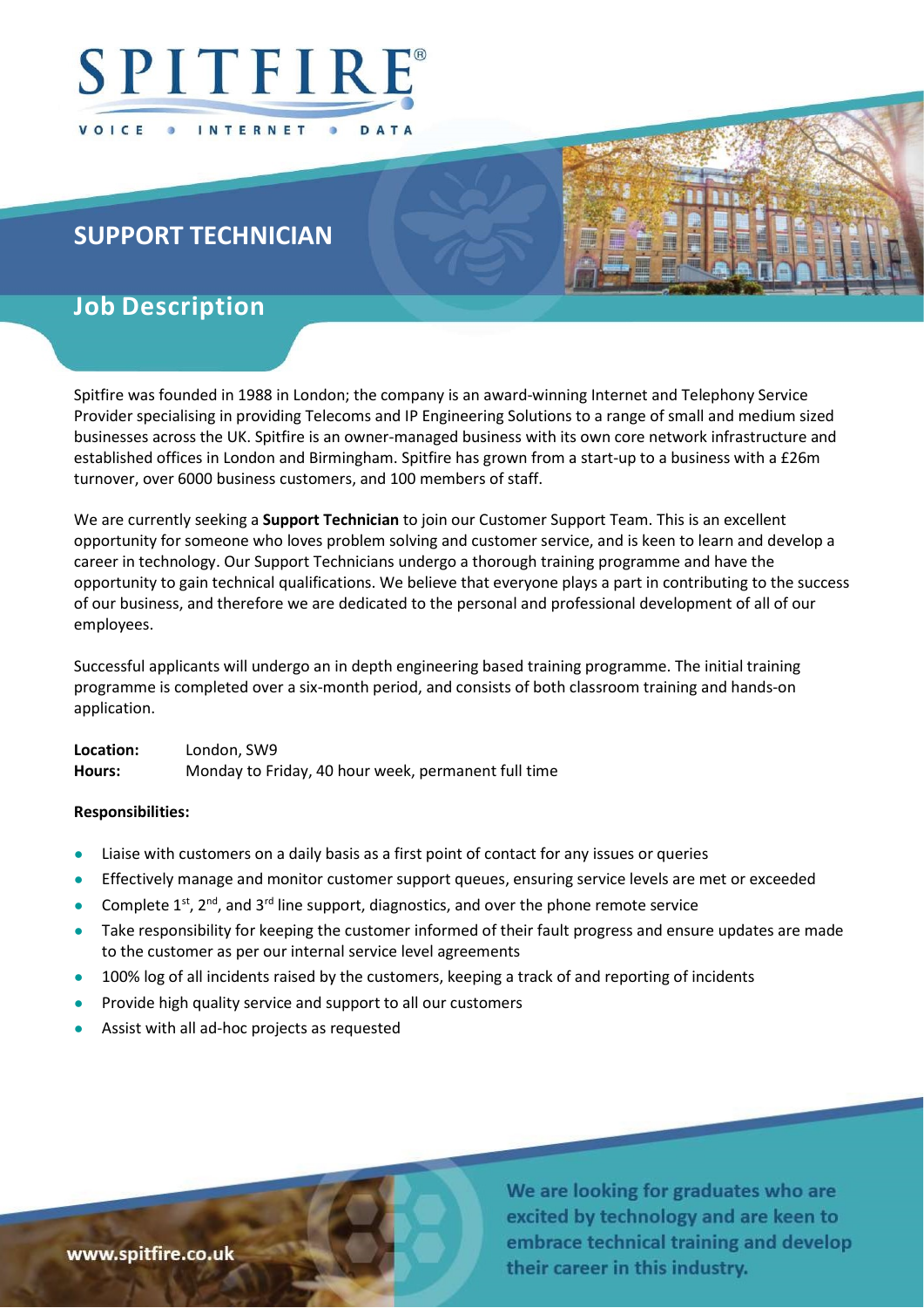SPITFIRE®

VOICE • INTERNET • DATA

# SUPPORT TECHNICIAN

## Job Description

Spitfire was founded in 1988 in London; the company is an award-winning Internet and Telephony Service Provider specialising in providing Telecoms and IP Engineering Solutions to a range of small and medium sized businesses across the UK. Spitfire is an owner-managed business with its own core network infrastructure and established offices in London and Birmingham. Spitfire has grown from a start-up to a business with a £26m turnover, over 6000 business customers, and 100 members of staff.

We are currently seeking a **Support Technician** to join our Customer Support Team. This is an excellent opportunity for someone who loves problem solving and customer service, and is keen to learn and develop a career in technology. Our Support Technicians undergo a thorough training programme and have the opportunity to gain technical qualifications. We believe that everyone plays a part in contributing to the success of our business, and therefore we are dedicated to the personal and professional development of all of our employees.

Successful applicants will undergo an in depth engineering based training programme. The initial training programme is completed over a six-month period, and consists of both classroom training and hands-on application.

**Location:** London, SW9
**Hours:** Monday to Friday, 40 hour week, permanent full time

**Responsibilities:**

- Liaise with customers on a daily basis as a first point of contact for any issues or queries
- Effectively manage and monitor customer support queues, ensuring service levels are met or exceeded
- Complete 1st, 2nd, and 3rd line support, diagnostics, and over the phone remote service
- Take responsibility for keeping the customer informed of their fault progress and ensure updates are made to the customer as per our internal service level agreements
- 100% log of all incidents raised by the customers, keeping a track of and reporting of incidents
- Provide high quality service and support to all our customers
- Assist with all ad-hoc projects as requested

www.spitfire.co.uk

We are looking for graduates who are excited by technology and are keen to embrace technical training and develop their career in this industry.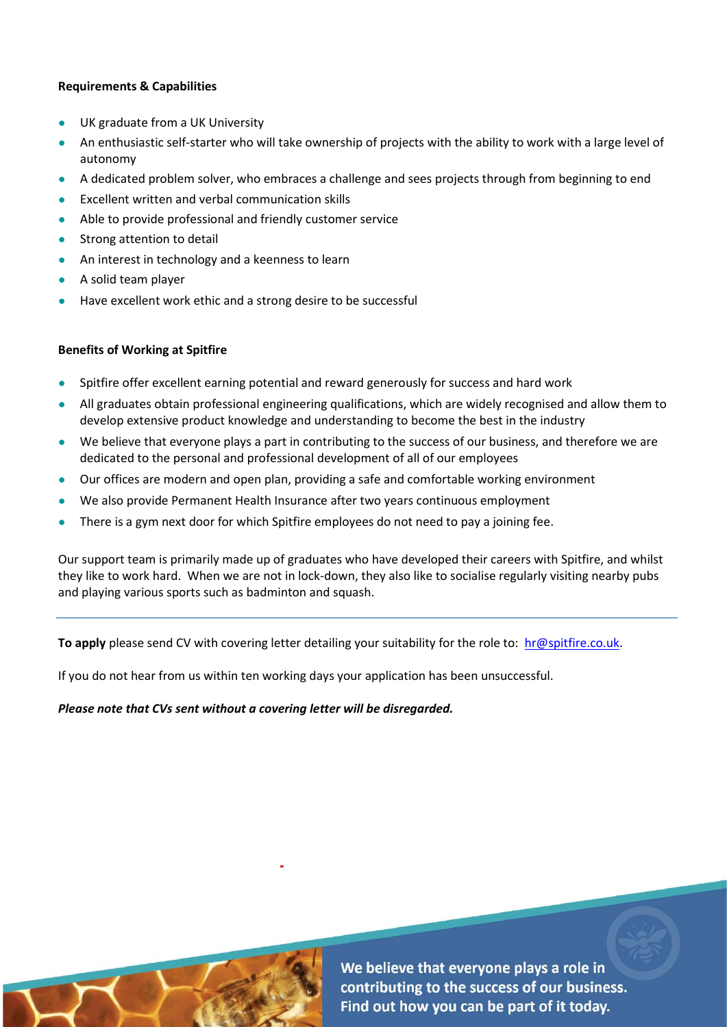**Requirements & Capabilities**

- UK graduate from a UK University
- An enthusiastic self-starter who will take ownership of projects with the ability to work with a large level of autonomy
- A dedicated problem solver, who embraces a challenge and sees projects through from beginning to end
- Excellent written and verbal communication skills
- Able to provide professional and friendly customer service
- Strong attention to detail
- An interest in technology and a keenness to learn
- A solid team player
- Have excellent work ethic and a strong desire to be successful

**Benefits of Working at Spitfire**

- Spitfire offer excellent earning potential and reward generously for success and hard work
- All graduates obtain professional engineering qualifications, which are widely recognised and allow them to develop extensive product knowledge and understanding to become the best in the industry
- We believe that everyone plays a part in contributing to the success of our business, and therefore we are dedicated to the personal and professional development of all of our employees
- Our offices are modern and open plan, providing a safe and comfortable working environment
- We also provide Permanent Health Insurance after two years continuous employment
- There is a gym next door for which Spitfire employees do not need to pay a joining fee.

Our support team is primarily made up of graduates who have developed their careers with Spitfire, and whilst they like to work hard. When we are not in lock-down, they also like to socialise regularly visiting nearby pubs and playing various sports such as badminton and squash.

---

**To apply** please send CV with covering letter detailing your suitability for the role to: hr@spitfire.co.uk.

If you do not hear from us within ten working days your application has been unsuccessful.

***Please note that CVs sent without a covering letter will be disregarded.***

We believe that everyone plays a role in contributing to the success of our business. Find out how you can be part of it today.